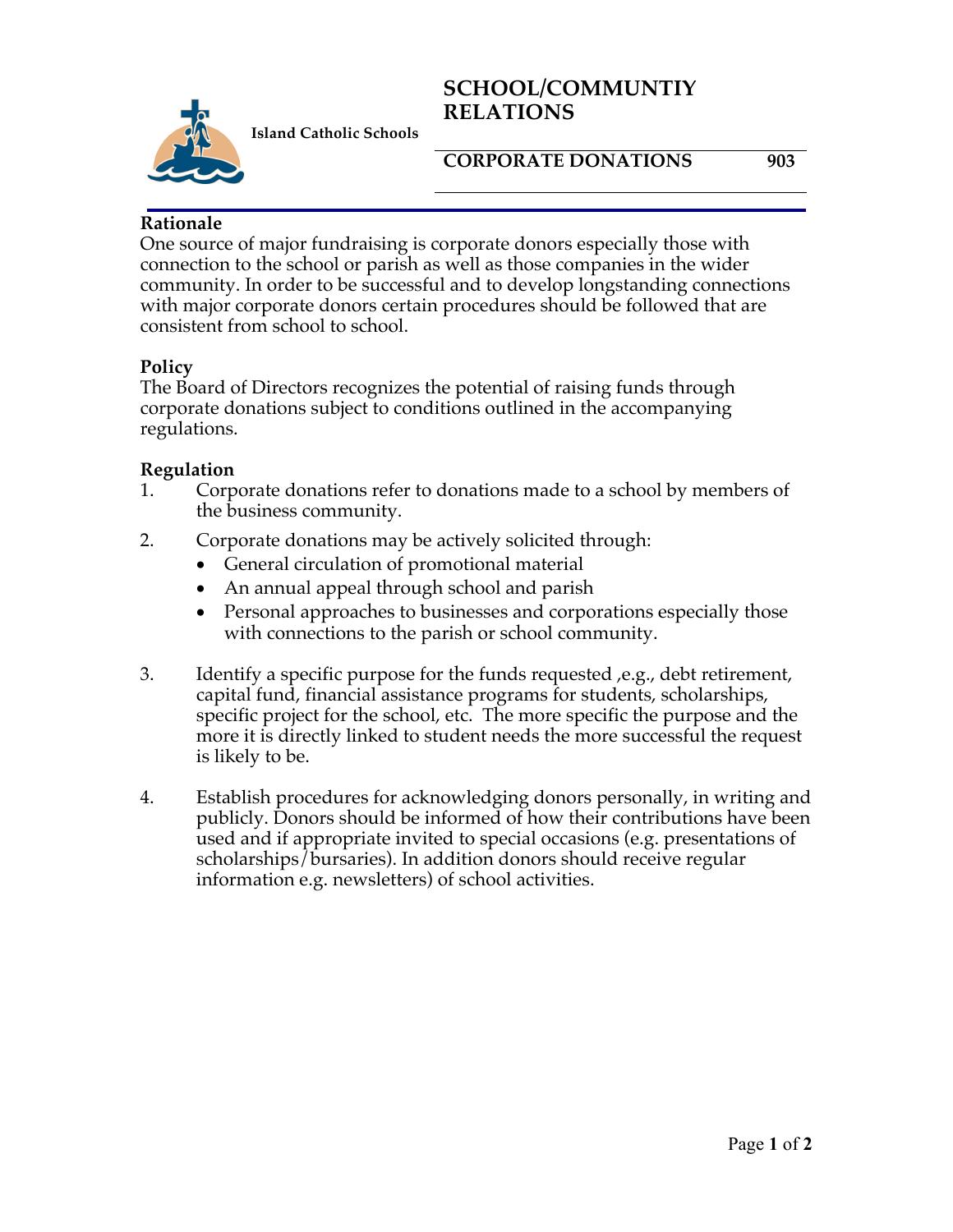**Island Catholic Schools**

# SCHOOL/COMMUNTIY RELATIONS

## CORPORATE DONATIONS 903

### Rationale

One source of major fundraising is corporate donors especially those with connection to the school or parish as well as those companies in the wider community. In order to be successful and to develop longstanding connections with major corporate donors certain procedures should be followed that are consistent from school to school.

### Policy

The Board of Directors recognizes the potential of raising funds through corporate donations subject to conditions outlined in the accompanying regulations.

### Regulation

1. Corporate donations refer to donations made to a school by members of the business community.
2. Corporate donations may be actively solicited through:
   - General circulation of promotional material
   - An annual appeal through school and parish
   - Personal approaches to businesses and corporations especially those with connections to the parish or school community.
3. Identify a specific purpose for the funds requested ,e.g., debt retirement, capital fund, financial assistance programs for students, scholarships, specific project for the school, etc. The more specific the purpose and the more it is directly linked to student needs the more successful the request is likely to be.
4. Establish procedures for acknowledging donors personally, in writing and publicly. Donors should be informed of how their contributions have been used and if appropriate invited to special occasions (e.g. presentations of scholarships/bursaries). In addition donors should receive regular information e.g. newsletters) of school activities.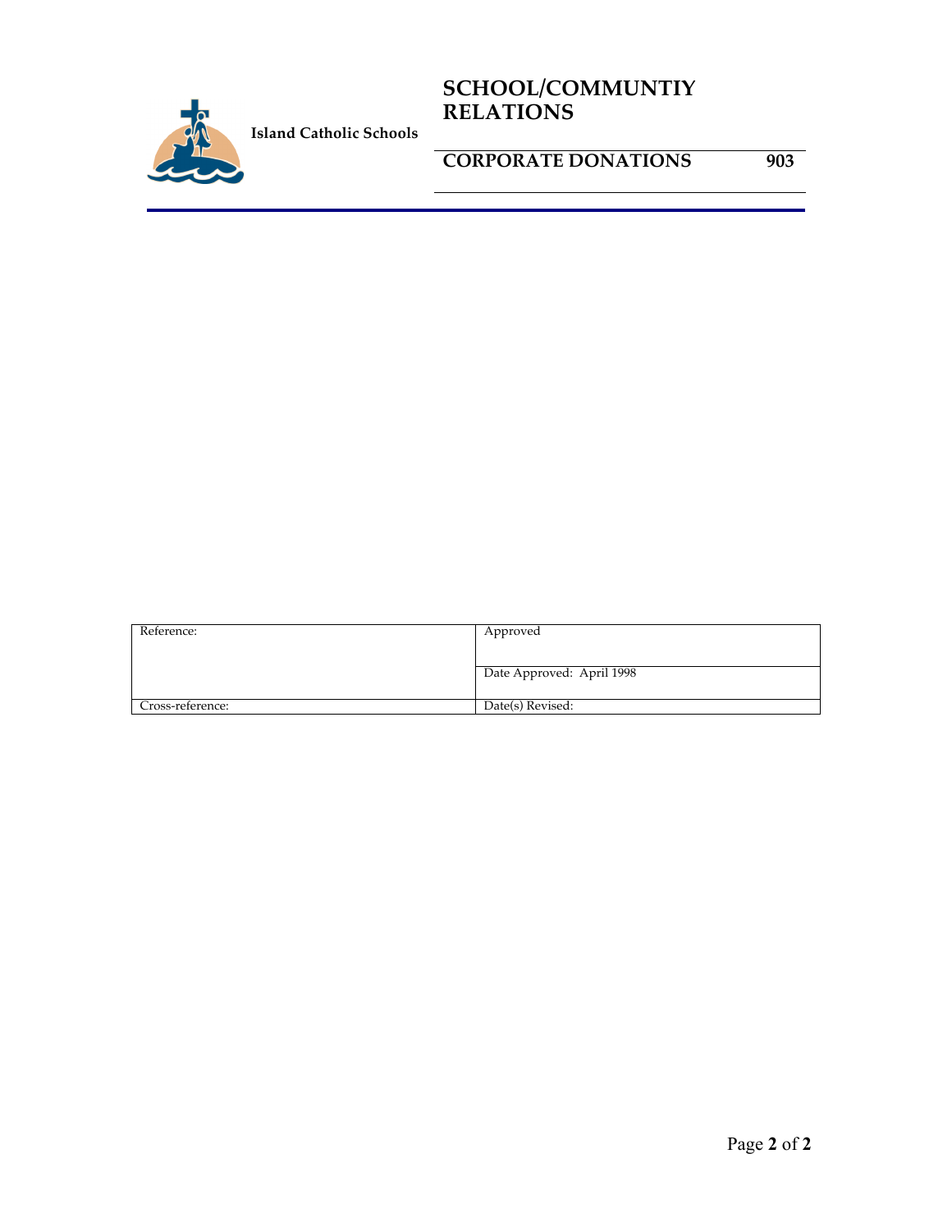| | |
|---|---|
| Reference: | Approved |
| | Date Approved: April 1998 |
| Cross-reference: | Date(s) Revised: |